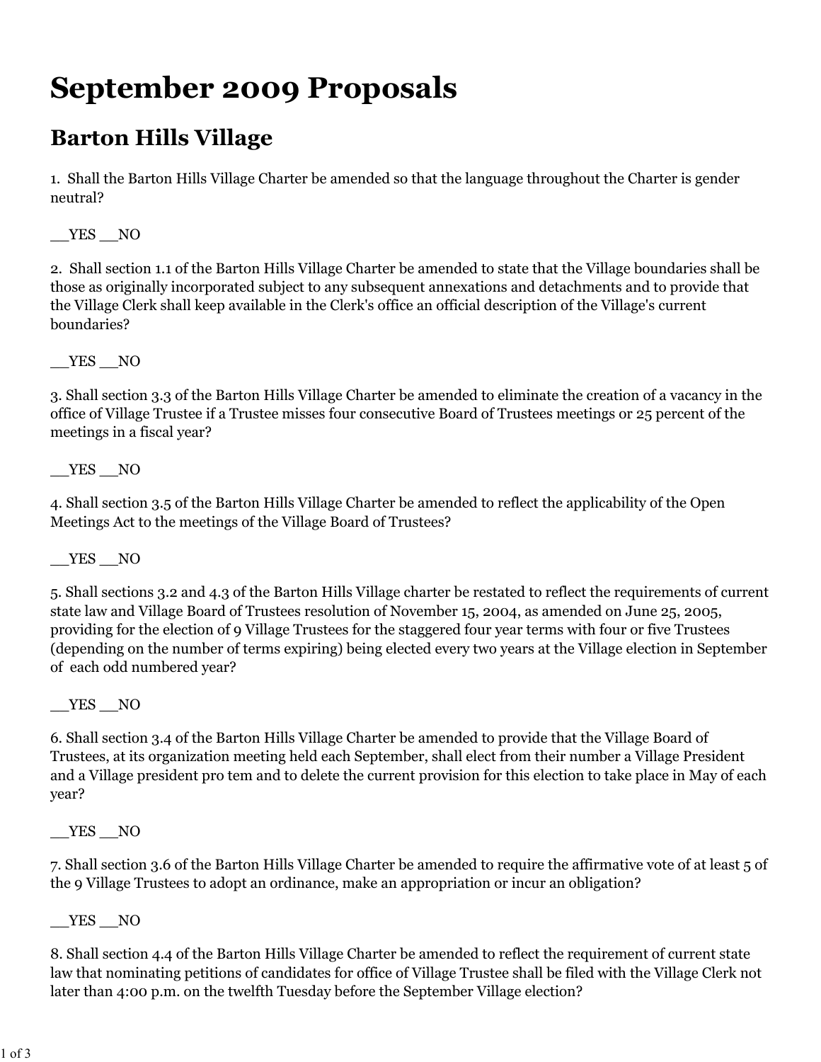# September 2009 Proposals

## Barton Hills Village

1. Shall the Barton Hills Village Charter be amended so that the language throughout the Charter is gender neutral?

__YES __NO

2. Shall section 1.1 of the Barton Hills Village Charter be amended to state that the Village boundaries shall be those as originally incorporated subject to any subsequent annexations and detachments and to provide that the Village Clerk shall keep available in the Clerk's office an official description of the Village's current boundaries?

__YES __NO

3. Shall section 3.3 of the Barton Hills Village Charter be amended to eliminate the creation of a vacancy in the office of Village Trustee if a Trustee misses four consecutive Board of Trustees meetings or 25 percent of the meetings in a fiscal year?

__YES __NO

4. Shall section 3.5 of the Barton Hills Village Charter be amended to reflect the applicability of the Open Meetings Act to the meetings of the Village Board of Trustees?

__YES __NO

5. Shall sections 3.2 and 4.3 of the Barton Hills Village charter be restated to reflect the requirements of current state law and Village Board of Trustees resolution of November 15, 2004, as amended on June 25, 2005, providing for the election of 9 Village Trustees for the staggered four year terms with four or five Trustees (depending on the number of terms expiring) being elected every two years at the Village election in September of each odd numbered year?

__YES __NO

6. Shall section 3.4 of the Barton Hills Village Charter be amended to provide that the Village Board of Trustees, at its organization meeting held each September, shall elect from their number a Village President and a Village president pro tem and to delete the current provision for this election to take place in May of each year?

__YES __NO

7. Shall section 3.6 of the Barton Hills Village Charter be amended to require the affirmative vote of at least 5 of the 9 Village Trustees to adopt an ordinance, make an appropriation or incur an obligation?

__YES __NO

8. Shall section 4.4 of the Barton Hills Village Charter be amended to reflect the requirement of current state law that nominating petitions of candidates for office of Village Trustee shall be filed with the Village Clerk not later than 4:00 p.m. on the twelfth Tuesday before the September Village election?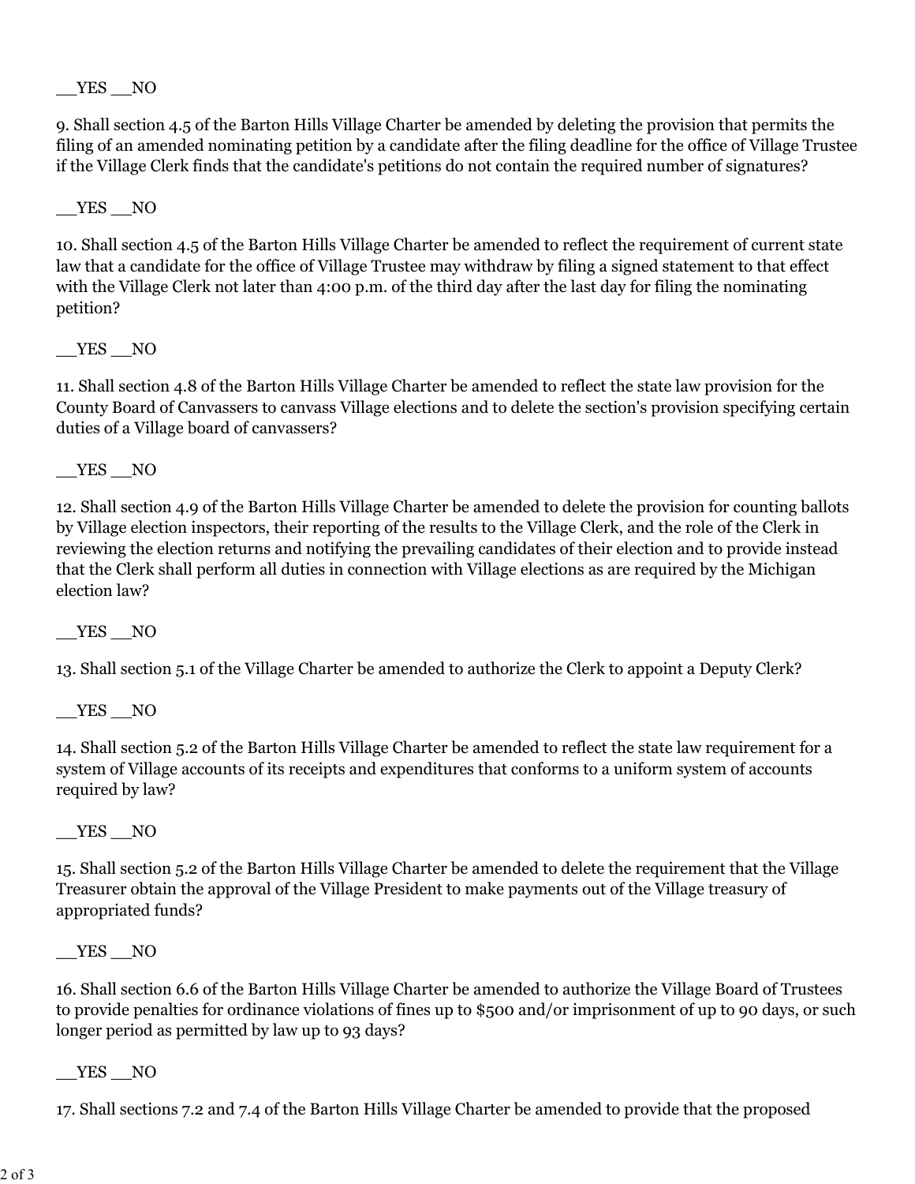__YES __NO

9. Shall section 4.5 of the Barton Hills Village Charter be amended by deleting the provision that permits the filing of an amended nominating petition by a candidate after the filing deadline for the office of Village Trustee if the Village Clerk finds that the candidate's petitions do not contain the required number of signatures?

__YES __NO

10. Shall section 4.5 of the Barton Hills Village Charter be amended to reflect the requirement of current state law that a candidate for the office of Village Trustee may withdraw by filing a signed statement to that effect with the Village Clerk not later than 4:00 p.m. of the third day after the last day for filing the nominating petition?

__YES __NO

11. Shall section 4.8 of the Barton Hills Village Charter be amended to reflect the state law provision for the County Board of Canvassers to canvass Village elections and to delete the section's provision specifying certain duties of a Village board of canvassers?

__YES __NO

12. Shall section 4.9 of the Barton Hills Village Charter be amended to delete the provision for counting ballots by Village election inspectors, their reporting of the results to the Village Clerk, and the role of the Clerk in reviewing the election returns and notifying the prevailing candidates of their election and to provide instead that the Clerk shall perform all duties in connection with Village elections as are required by the Michigan election law?

__YES __NO

13. Shall section 5.1 of the Village Charter be amended to authorize the Clerk to appoint a Deputy Clerk?

__YES __NO

14. Shall section 5.2 of the Barton Hills Village Charter be amended to reflect the state law requirement for a system of Village accounts of its receipts and expenditures that conforms to a uniform system of accounts required by law?

__YES __NO

15. Shall section 5.2 of the Barton Hills Village Charter be amended to delete the requirement that the Village Treasurer obtain the approval of the Village President to make payments out of the Village treasury of appropriated funds?

__YES __NO

16. Shall section 6.6 of the Barton Hills Village Charter be amended to authorize the Village Board of Trustees to provide penalties for ordinance violations of fines up to $500 and/or imprisonment of up to 90 days, or such longer period as permitted by law up to 93 days?

__YES __NO

17. Shall sections 7.2 and 7.4 of the Barton Hills Village Charter be amended to provide that the proposed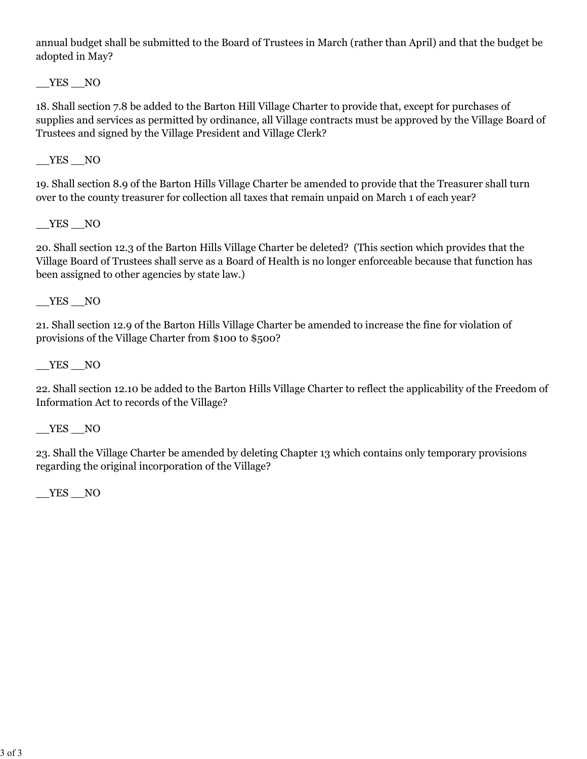annual budget shall be submitted to the Board of Trustees in March (rather than April) and that the budget be adopted in May?

__YES __NO

18. Shall section 7.8 be added to the Barton Hill Village Charter to provide that, except for purchases of supplies and services as permitted by ordinance, all Village contracts must be approved by the Village Board of Trustees and signed by the Village President and Village Clerk?

__YES __NO

19. Shall section 8.9 of the Barton Hills Village Charter be amended to provide that the Treasurer shall turn over to the county treasurer for collection all taxes that remain unpaid on March 1 of each year?

__YES __NO

20. Shall section 12.3 of the Barton Hills Village Charter be deleted? (This section which provides that the Village Board of Trustees shall serve as a Board of Health is no longer enforceable because that function has been assigned to other agencies by state law.)

__YES __NO

21. Shall section 12.9 of the Barton Hills Village Charter be amended to increase the fine for violation of provisions of the Village Charter from $100 to $500?

__YES __NO

22. Shall section 12.10 be added to the Barton Hills Village Charter to reflect the applicability of the Freedom of Information Act to records of the Village?

__YES __NO

23. Shall the Village Charter be amended by deleting Chapter 13 which contains only temporary provisions regarding the original incorporation of the Village?

__YES __NO